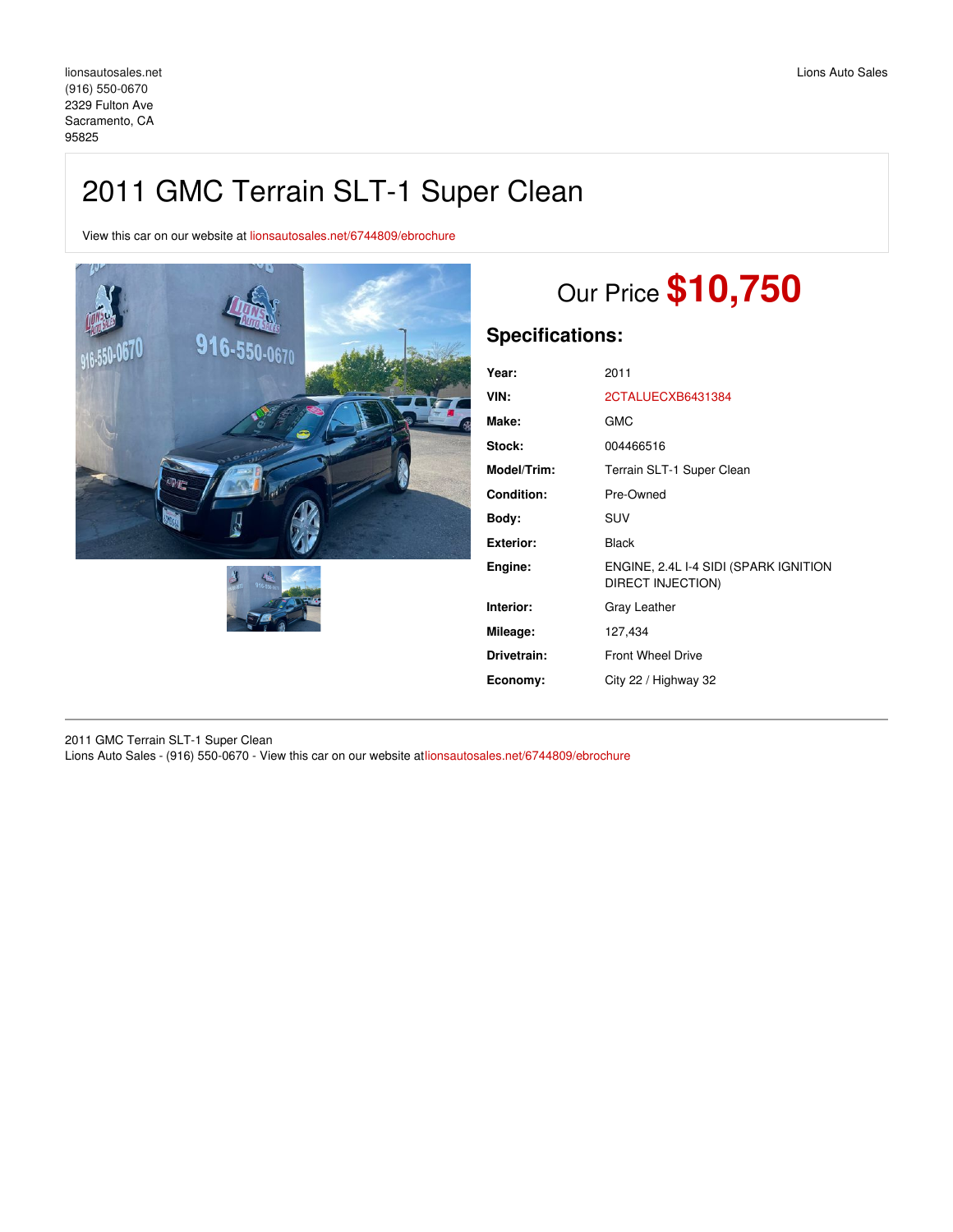lionsautosales.net
(916) 550-0670
2329 Fulton Ave
Sacramento, CA
95825

Lions Auto Sales

# 2011 GMC Terrain SLT-1 Super Clean

View this car on our website at lionsautosales.net/6744809/ebrochure

Our Price **$10,750**

## Specifications:

| | |
|---|---|
| **Year:** | 2011 |
| **VIN:** | 2CTALUECXB6431384 |
| **Make:** | GMC |
| **Stock:** | 004466516 |
| **Model/Trim:** | Terrain SLT-1 Super Clean |
| **Condition:** | Pre-Owned |
| **Body:** | SUV |
| **Exterior:** | Black |
| **Engine:** | ENGINE, 2.4L I-4 SIDI (SPARK IGNITION DIRECT INJECTION) |
| **Interior:** | Gray Leather |
| **Mileage:** | 127,434 |
| **Drivetrain:** | Front Wheel Drive |
| **Economy:** | City 22 / Highway 32 |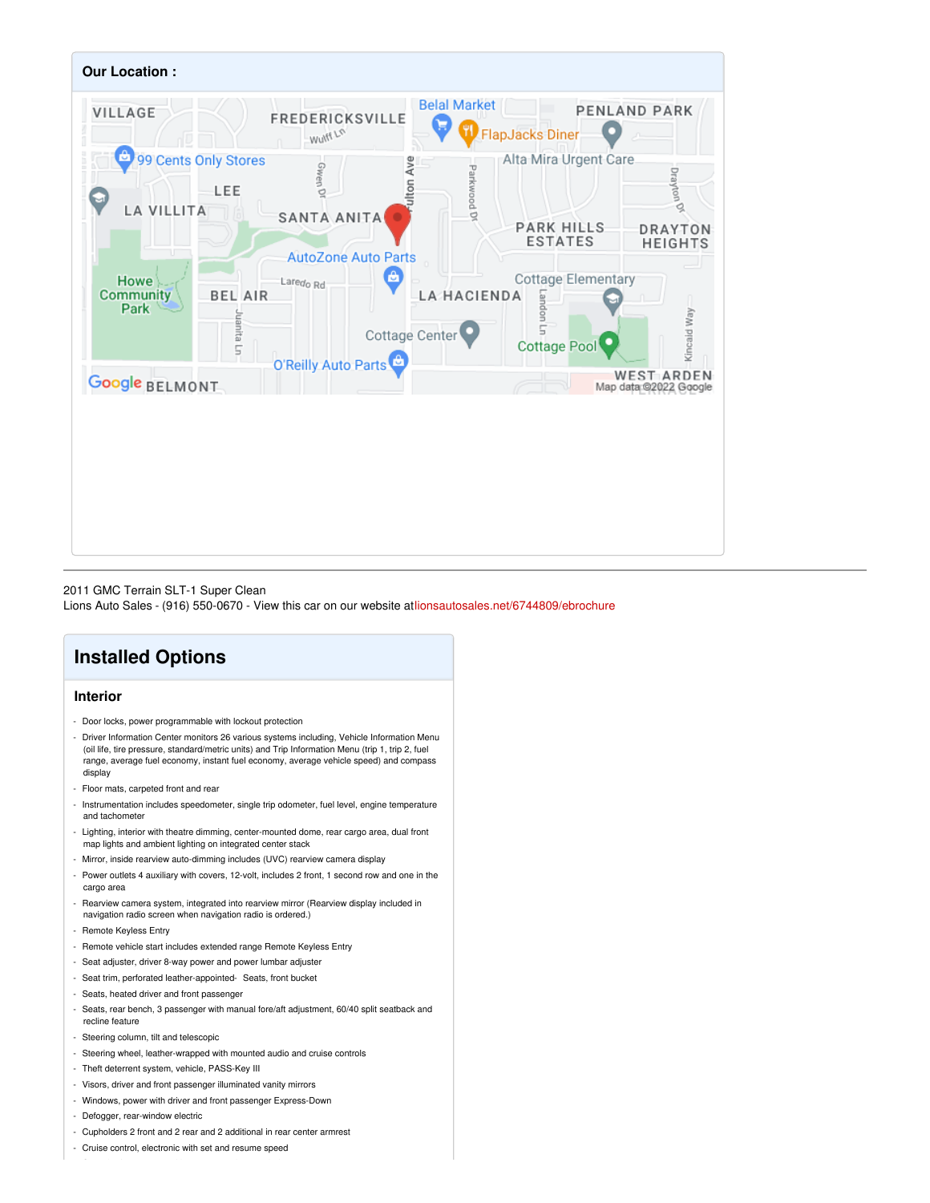## Our Location :

2011 GMC Terrain SLT-1 Super Clean
Lions Auto Sales - (916) 550-0670 - View this car on our website atlionsautosales.net/6744809/ebrochure

## Installed Options

### Interior

- Door locks, power programmable with lockout protection
- Driver Information Center monitors 26 various systems including, Vehicle Information Menu (oil life, tire pressure, standard/metric units) and Trip Information Menu (trip 1, trip 2, fuel range, average fuel economy, instant fuel economy, average vehicle speed) and compass display
- Floor mats, carpeted front and rear
- Instrumentation includes speedometer, single trip odometer, fuel level, engine temperature and tachometer
- Lighting, interior with theatre dimming, center-mounted dome, rear cargo area, dual front map lights and ambient lighting on integrated center stack
- Mirror, inside rearview auto-dimming includes (UVC) rearview camera display
- Power outlets 4 auxiliary with covers, 12-volt, includes 2 front, 1 second row and one in the cargo area
- Rearview camera system, integrated into rearview mirror (Rearview display included in navigation radio screen when navigation radio is ordered.)
- Remote Keyless Entry
- Remote vehicle start includes extended range Remote Keyless Entry
- Seat adjuster, driver 8-way power and power lumbar adjuster
- Seat trim, perforated leather-appointed- Seats, front bucket
- Seats, heated driver and front passenger
- Seats, rear bench, 3 passenger with manual fore/aft adjustment, 60/40 split seatback and recline feature
- Steering column, tilt and telescopic
- Steering wheel, leather-wrapped with mounted audio and cruise controls
- Theft deterrent system, vehicle, PASS-Key III
- Visors, driver and front passenger illuminated vanity mirrors
- Windows, power with driver and front passenger Express-Down
- Defogger, rear-window electric
- Cupholders 2 front and 2 rear and 2 additional in rear center armrest
- Cruise control, electronic with set and resume speed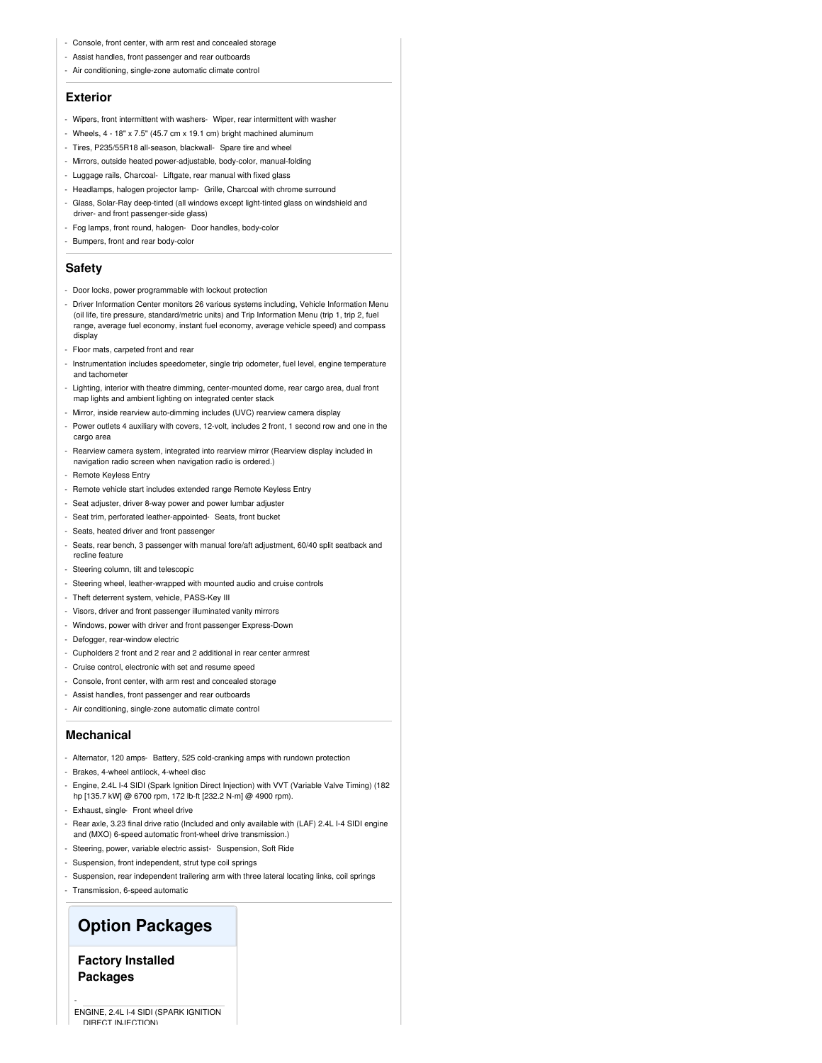- Console, front center, with arm rest and concealed storage
- Assist handles, front passenger and rear outboards
- Air conditioning, single-zone automatic climate control

## Exterior

- Wipers, front intermittent with washers- Wiper, rear intermittent with washer
- Wheels, 4 - 18" x 7.5" (45.7 cm x 19.1 cm) bright machined aluminum
- Tires, P235/55R18 all-season, blackwall- Spare tire and wheel
- Mirrors, outside heated power-adjustable, body-color, manual-folding
- Luggage rails, Charcoal- Liftgate, rear manual with fixed glass
- Headlamps, halogen projector lamp- Grille, Charcoal with chrome surround
- Glass, Solar-Ray deep-tinted (all windows except light-tinted glass on windshield and driver- and front passenger-side glass)
- Fog lamps, front round, halogen- Door handles, body-color
- Bumpers, front and rear body-color

## Safety

- Door locks, power programmable with lockout protection
- Driver Information Center monitors 26 various systems including, Vehicle Information Menu (oil life, tire pressure, standard/metric units) and Trip Information Menu (trip 1, trip 2, fuel range, average fuel economy, instant fuel economy, average vehicle speed) and compass display
- Floor mats, carpeted front and rear
- Instrumentation includes speedometer, single trip odometer, fuel level, engine temperature and tachometer
- Lighting, interior with theatre dimming, center-mounted dome, rear cargo area, dual front map lights and ambient lighting on integrated center stack
- Mirror, inside rearview auto-dimming includes (UVC) rearview camera display
- Power outlets 4 auxiliary with covers, 12-volt, includes 2 front, 1 second row and one in the cargo area
- Rearview camera system, integrated into rearview mirror (Rearview display included in navigation radio screen when navigation radio is ordered.)
- Remote Keyless Entry
- Remote vehicle start includes extended range Remote Keyless Entry
- Seat adjuster, driver 8-way power and power lumbar adjuster
- Seat trim, perforated leather-appointed- Seats, front bucket
- Seats, heated driver and front passenger
- Seats, rear bench, 3 passenger with manual fore/aft adjustment, 60/40 split seatback and recline feature
- Steering column, tilt and telescopic
- Steering wheel, leather-wrapped with mounted audio and cruise controls
- Theft deterrent system, vehicle, PASS-Key III
- Visors, driver and front passenger illuminated vanity mirrors
- Windows, power with driver and front passenger Express-Down
- Defogger, rear-window electric
- Cupholders 2 front and 2 rear and 2 additional in rear center armrest
- Cruise control, electronic with set and resume speed
- Console, front center, with arm rest and concealed storage
- Assist handles, front passenger and rear outboards
- Air conditioning, single-zone automatic climate control

## Mechanical

- Alternator, 120 amps- Battery, 525 cold-cranking amps with rundown protection
- Brakes, 4-wheel antilock, 4-wheel disc
- Engine, 2.4L I-4 SIDI (Spark Ignition Direct Injection) with VVT (Variable Valve Timing) (182 hp [135.7 kW] @ 6700 rpm, 172 lb-ft [232.2 N-m] @ 4900 rpm).
- Exhaust, single- Front wheel drive
- Rear axle, 3.23 final drive ratio (Included and only available with (LAF) 2.4L I-4 SIDI engine and (MXO) 6-speed automatic front-wheel drive transmission.)
- Steering, power, variable electric assist- Suspension, Soft Ride
- Suspension, front independent, strut type coil springs
- Suspension, rear independent trailering arm with three lateral locating links, coil springs
- Transmission, 6-speed automatic

# Option Packages

## Factory Installed Packages

-
ENGINE, 2.4L I-4 SIDI (SPARK IGNITION DIRECT INJECTION)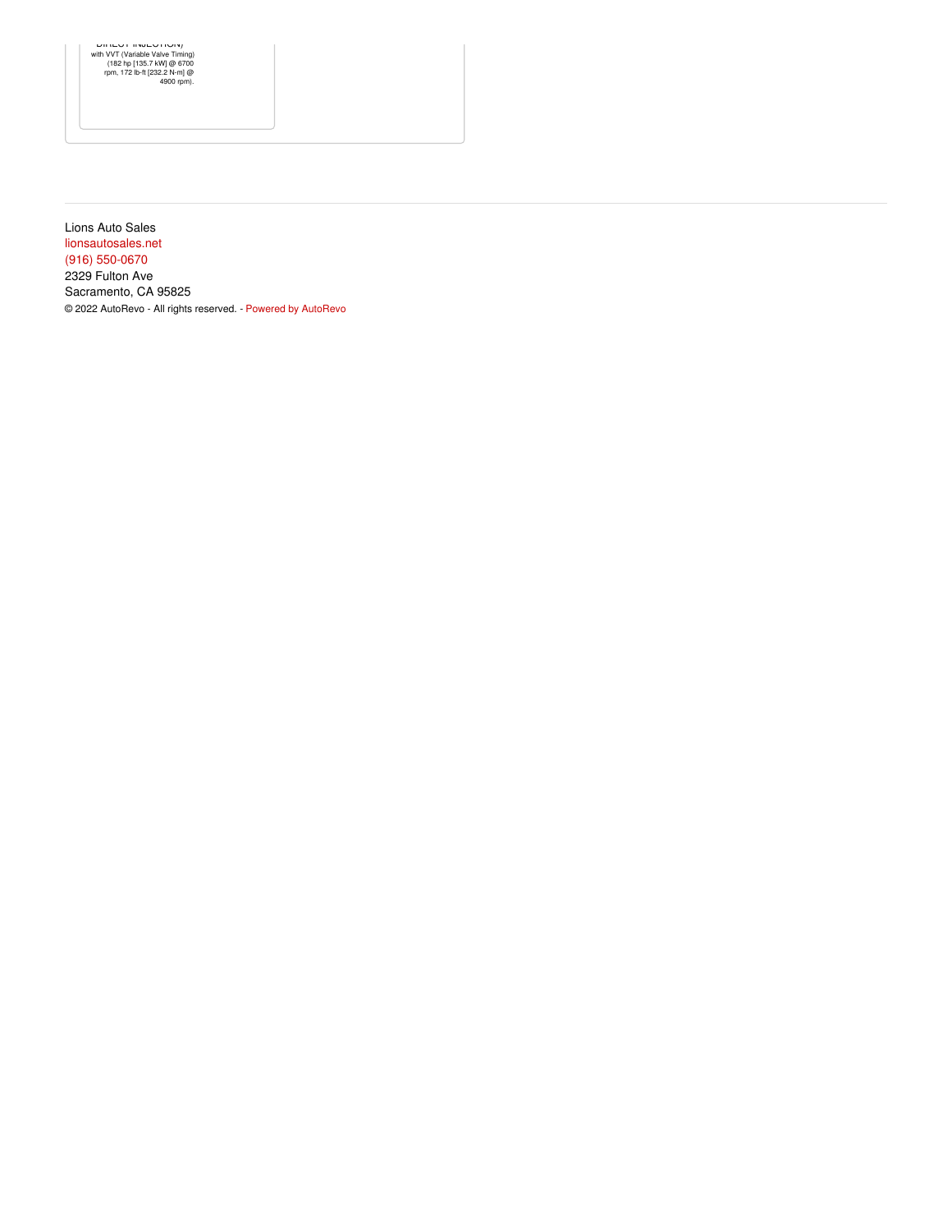DIRECT INJECTION)
with VVT (Variable Valve Timing)
(182 hp [135.7 kW] @ 6700
rpm, 172 lb-ft [232.2 N-m] @
4900 rpm).

---

Lions Auto Sales
lionsautosales.net
(916) 550-0670
2329 Fulton Ave
Sacramento, CA 95825
© 2022 AutoRevo - All rights reserved. - Powered by AutoRevo